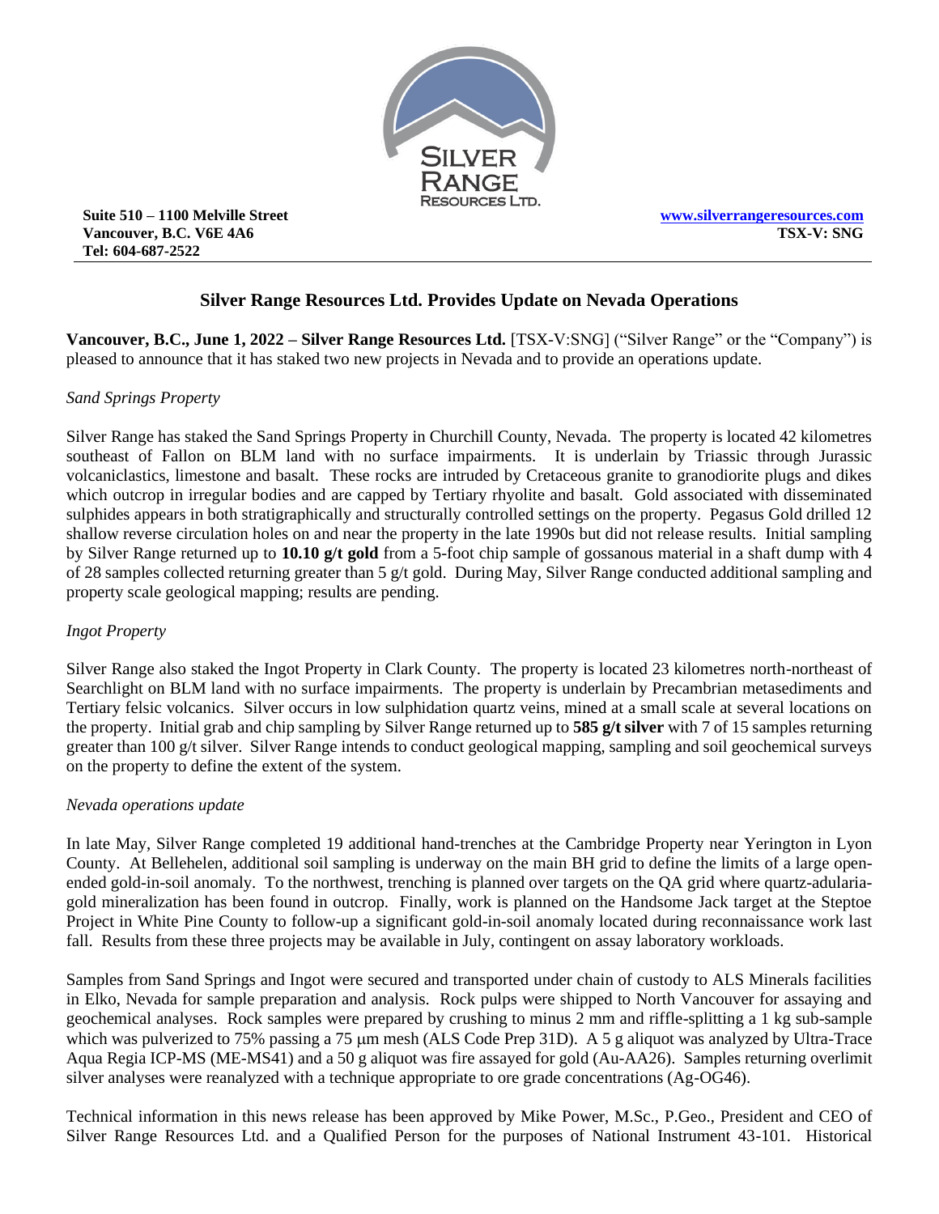Suite 510 – 1100 Melville Street
Vancouver, B.C. V6E 4A6
Tel: 604-687-2522

www.silverrangeresources.com
TSX-V: SNG

## Silver Range Resources Ltd. Provides Update on Nevada Operations

**Vancouver, B.C., June 1, 2022 – Silver Range Resources Ltd.** [TSX-V:SNG] ("Silver Range" or the "Company") is pleased to announce that it has staked two new projects in Nevada and to provide an operations update.

*Sand Springs Property*

Silver Range has staked the Sand Springs Property in Churchill County, Nevada. The property is located 42 kilometres southeast of Fallon on BLM land with no surface impairments. It is underlain by Triassic through Jurassic volcaniclastics, limestone and basalt. These rocks are intruded by Cretaceous granite to granodiorite plugs and dikes which outcrop in irregular bodies and are capped by Tertiary rhyolite and basalt. Gold associated with disseminated sulphides appears in both stratigraphically and structurally controlled settings on the property. Pegasus Gold drilled 12 shallow reverse circulation holes on and near the property in the late 1990s but did not release results. Initial sampling by Silver Range returned up to **10.10 g/t gold** from a 5-foot chip sample of gossanous material in a shaft dump with 4 of 28 samples collected returning greater than 5 g/t gold. During May, Silver Range conducted additional sampling and property scale geological mapping; results are pending.

*Ingot Property*

Silver Range also staked the Ingot Property in Clark County. The property is located 23 kilometres north-northeast of Searchlight on BLM land with no surface impairments. The property is underlain by Precambrian metasediments and Tertiary felsic volcanics. Silver occurs in low sulphidation quartz veins, mined at a small scale at several locations on the property. Initial grab and chip sampling by Silver Range returned up to **585 g/t silver** with 7 of 15 samples returning greater than 100 g/t silver. Silver Range intends to conduct geological mapping, sampling and soil geochemical surveys on the property to define the extent of the system.

*Nevada operations update*

In late May, Silver Range completed 19 additional hand-trenches at the Cambridge Property near Yerington in Lyon County. At Bellehelen, additional soil sampling is underway on the main BH grid to define the limits of a large open-ended gold-in-soil anomaly. To the northwest, trenching is planned over targets on the QA grid where quartz-adularia-gold mineralization has been found in outcrop. Finally, work is planned on the Handsome Jack target at the Steptoe Project in White Pine County to follow-up a significant gold-in-soil anomaly located during reconnaissance work last fall. Results from these three projects may be available in July, contingent on assay laboratory workloads.

Samples from Sand Springs and Ingot were secured and transported under chain of custody to ALS Minerals facilities in Elko, Nevada for sample preparation and analysis. Rock pulps were shipped to North Vancouver for assaying and geochemical analyses. Rock samples were prepared by crushing to minus 2 mm and riffle-splitting a 1 kg sub-sample which was pulverized to 75% passing a 75 μm mesh (ALS Code Prep 31D). A 5 g aliquot was analyzed by Ultra-Trace Aqua Regia ICP-MS (ME-MS41) and a 50 g aliquot was fire assayed for gold (Au-AA26). Samples returning overlimit silver analyses were reanalyzed with a technique appropriate to ore grade concentrations (Ag-OG46).

Technical information in this news release has been approved by Mike Power, M.Sc., P.Geo., President and CEO of Silver Range Resources Ltd. and a Qualified Person for the purposes of National Instrument 43-101. Historical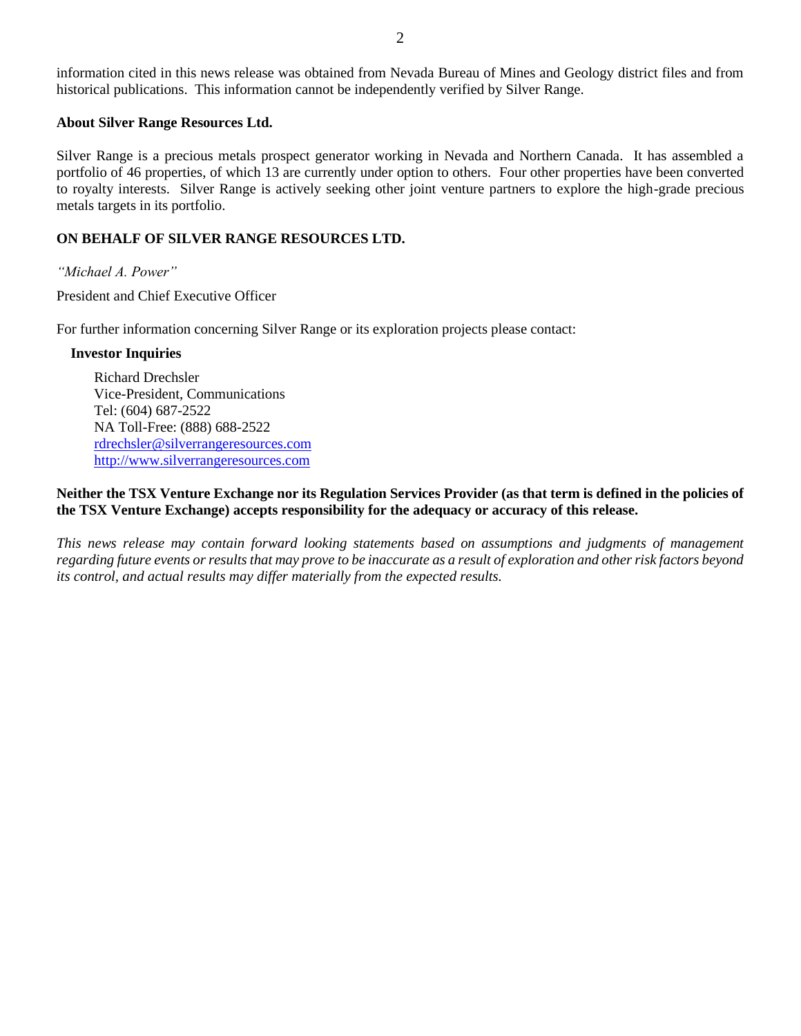information cited in this news release was obtained from Nevada Bureau of Mines and Geology district files and from historical publications. This information cannot be independently verified by Silver Range.

**About Silver Range Resources Ltd.**

Silver Range is a precious metals prospect generator working in Nevada and Northern Canada. It has assembled a portfolio of 46 properties, of which 13 are currently under option to others. Four other properties have been converted to royalty interests. Silver Range is actively seeking other joint venture partners to explore the high-grade precious metals targets in its portfolio.

**ON BEHALF OF SILVER RANGE RESOURCES LTD.**

*"Michael A. Power"*

President and Chief Executive Officer

For further information concerning Silver Range or its exploration projects please contact:

**Investor Inquiries**

Richard Drechsler
Vice-President, Communications
Tel: (604) 687-2522
NA Toll-Free: (888) 688-2522
rdrechsler@silverrangeresources.com
http://www.silverrangeresources.com

**Neither the TSX Venture Exchange nor its Regulation Services Provider (as that term is defined in the policies of the TSX Venture Exchange) accepts responsibility for the adequacy or accuracy of this release.**

*This news release may contain forward looking statements based on assumptions and judgments of management regarding future events or results that may prove to be inaccurate as a result of exploration and other risk factors beyond its control, and actual results may differ materially from the expected results.*